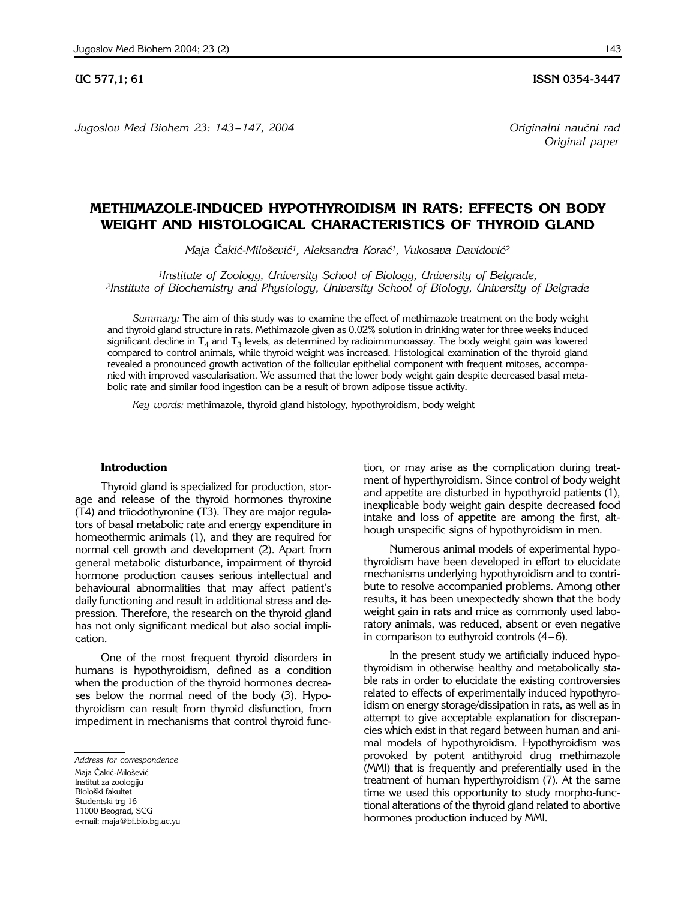UC 577,1; 61

ISSN 0354-3447

Originalni naučni rad
Original paper

# METHIMAZOLE-INDUCED HYPOTHYROIDISM IN RATS: EFFECTS ON BODY WEIGHT AND HISTOLOGICAL CHARACTERISTICS OF THYROID GLAND

*Maja Čakić-Milošević[1], Aleksandra Korać[1], Vukosava Davidović[2]*

*[1]Institute of Zoology, University School of Biology, University of Belgrade,*
*[2]Institute of Biochemistry and Physiology, University School of Biology, University of Belgrade*

*Summary:* The aim of this study was to examine the effect of methimazole treatment on the body weight and thyroid gland structure in rats. Methimazole given as 0.02% solution in drinking water for three weeks induced significant decline in $T_4$ and $T_3$ levels, as determined by radioimmunoassay. The body weight gain was lowered compared to control animals, while thyroid weight was increased. Histological examination of the thyroid gland revealed a pronounced growth activation of the follicular epithelial component with frequent mitoses, accompanied with improved vascularisation. We assumed that the lower body weight gain despite decreased basal metabolic rate and similar food ingestion can be a result of brown adipose tissue activity.

*Key words:* methimazole, thyroid gland histology, hypothyroidism, body weight

## Introduction

Thyroid gland is specialized for production, storage and release of the thyroid hormones thyroxine (T4) and triiodothyronine (T3). They are major regulators of basal metabolic rate and energy expenditure in homeothermic animals (1), and they are required for normal cell growth and development (2). Apart from general metabolic disturbance, impairment of thyroid hormone production causes serious intellectual and behavioural abnormalities that may affect patient's daily functioning and result in additional stress and depression. Therefore, the research on the thyroid gland has not only significant medical but also social implication.

One of the most frequent thyroid disorders in humans is hypothyroidism, defined as a condition when the production of the thyroid hormones decreases below the normal need of the body (3). Hypothyroidism can result from thyroid disfunction, from impediment in mechanisms that control thyroid function, or may arise as the complication during treatment of hyperthyroidism. Since control of body weight and appetite are disturbed in hypothyroid patients (1), inexplicable body weight gain despite decreased food intake and loss of appetite are among the first, although unspecific signs of hypothyroidism in men.

Numerous animal models of experimental hypothyroidism have been developed in effort to elucidate mechanisms underlying hypothyroidism and to contribute to resolve accompanied problems. Among other results, it has been unexpectedly shown that the body weight gain in rats and mice as commonly used laboratory animals, was reduced, absent or even negative in comparison to euthyroid controls (4–6).

In the present study we artificially induced hypothyroidism in otherwise healthy and metabolically stable rats in order to elucidate the existing controversies related to effects of experimentally induced hypothyroidism on energy storage/dissipation in rats, as well as in attempt to give acceptable explanation for discrepancies which exist in that regard between human and animal models of hypothyroidism. Hypothyroidism was provoked by potent antithyroid drug methimazole (MMI) that is frequently and preferentially used in the treatment of human hyperthyroidism (7). At the same time we used this opportunity to study morpho-functional alterations of the thyroid gland related to abortive hormones production induced by MMI.

*Address for correspondence*
Maja Čakić-Milošević
Institut za zoologiju
Biološki fakultet
Studentski trg 16
11000 Beograd, SCG
e-mail: maja@bf.bio.bg.ac.yu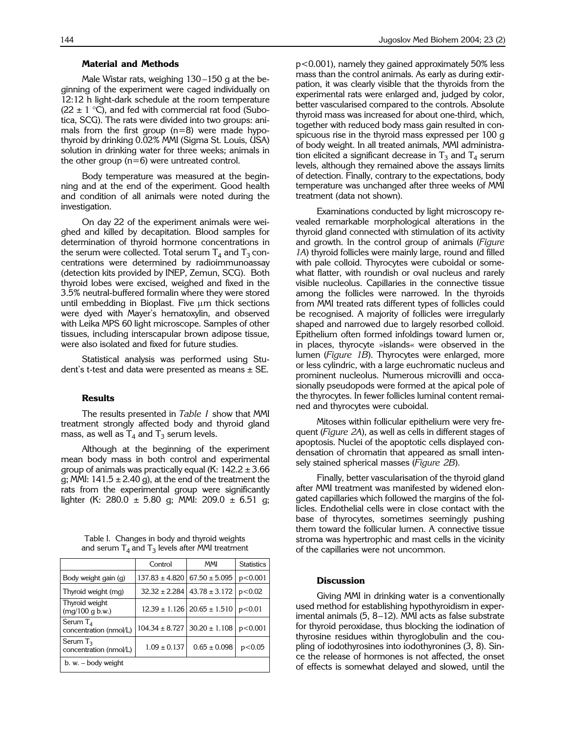### Material and Methods

Male Wistar rats, weighing 130–150 g at the beginning of the experiment were caged individually on 12:12 h light-dark schedule at the room temperature (22 ± 1 °C), and fed with commercial rat food (Subotica, SCG). The rats were divided into two groups: animals from the first group (n=8) were made hypothyroid by drinking 0.02% MMI (Sigma St. Louis, USA) solution in drinking water for three weeks; animals in the other group (n=6) were untreated control.

Body temperature was measured at the beginning and at the end of the experiment. Good health and condition of all animals were noted during the investigation.

On day 22 of the experiment animals were weighed and killed by decapitation. Blood samples for determination of thyroid hormone concentrations in the serum were collected. Total serum $T_4$ and $T_3$ concentrations were determined by radioimmunoassay (detection kits provided by INEP, Zemun, SCG). Both thyroid lobes were excised, weighed and fixed in the 3.5% neutral-buffered formalin where they were stored until embedding in Bioplast. Five μm thick sections were dyed with Mayer's hematoxylin, and observed with Leika MPS 60 light microscope. Samples of other tissues, including interscapular brown adipose tissue, were also isolated and fixed for future studies.

Statistical analysis was performed using Student's t-test and data were presented as means ± SE.

### Results

The results presented in *Table I* show that MMI treatment strongly affected body and thyroid gland mass, as well as $T_4$ and $T_3$ serum levels.

Although at the beginning of the experiment mean body mass in both control and experimental group of animals was practically equal (K: 142.2 ± 3.66 g; MMI: 141.5 ± 2.40 g), at the end of the treatment the rats from the experimental group were significantly lighter (K: 280.0 ± 5.80 g; MMI: 209.0 ± 6.51 g; $p<0.001$), namely they gained approximately 50% less mass than the control animals. As early as during extirpation, it was clearly visible that the thyroids from the experimental rats were enlarged and, judged by color, better vascularised compared to the controls. Absolute thyroid mass was increased for about one-third, which, together with reduced body mass gain resulted in conspicuous rise in the thyroid mass expressed per 100 g of body weight. In all treated animals, MMI administration elicited a significant decrease in $T_3$ and $T_4$ serum levels, although they remained above the assays limits of detection. Finally, contrary to the expectations, body temperature was unchanged after three weeks of MMI treatment (data not shown).

Table I. Changes in body and thyroid weights and serum $T_4$ and $T_3$ levels after MMI treatment

| | Control | MMI | Statistics |
|---|---|---|---|
| Body weight gain (g) | 137.83 ± 4.820 | 67.50 ± 5.095 | $p<0.001$ |
| Thyroid weight (mg) | 32.32 ± 2.284 | 43.78 ± 3.172 | $p<0.02$ |
| Thyroid weight (mg/100 g b.w.) | 12.39 ± 1.126 | 20.65 ± 1.510 | $p<0.01$ |
| Serum $T_4$ concentration (nmol/L) | 104.34 ± 8.727 | 30.20 ± 1.108 | $p<0.001$ |
| Serum $T_3$ concentration (nmol/L) | 1.09 ± 0.137 | 0.65 ± 0.098 | $p<0.05$ |
| b. w. – body weight | | | |

Examinations conducted by light microscopy revealed remarkable morphological alterations in the thyroid gland connected with stimulation of its activity and growth. In the control group of animals (*Figure 1A*) thyroid follicles were mainly large, round and filled with pale colloid. Thyrocytes were cuboidal or somewhat flatter, with roundish or oval nucleus and rarely visible nucleolus. Capillaries in the connective tissue among the follicles were narrowed. In the thyroids from MMI treated rats different types of follicles could be recognised. A majority of follicles were irregularly shaped and narrowed due to largely resorbed colloid. Epithelium often formed infoldings toward lumen or, in places, thyrocyte »islands« were observed in the lumen (*Figure 1B*). Thyrocytes were enlarged, more or less cylindric, with a large euchromatic nucleus and prominent nucleolus. Numerous microvilli and occasionally pseudopods were formed at the apical pole of the thyrocytes. In fewer follicles luminal content remained and thyrocytes were cuboidal.

Mitoses within follicular epithelium were very frequent (*Figure 2A*), as well as cells in different stages of apoptosis. Nuclei of the apoptotic cells displayed condensation of chromatin that appeared as small intensely stained spherical masses (*Figure 2B*).

Finally, better vascularisation of the thyroid gland after MMI treatment was manifested by widened elongated capillaries which followed the margins of the follicles. Endothelial cells were in close contact with the base of thyrocytes, sometimes seemingly pushing them toward the follicular lumen. A connective tissue stroma was hypertrophic and mast cells in the vicinity of the capillaries were not uncommon.

### Discussion

Giving MMI in drinking water is a conventionally used method for establishing hypothyroidism in experimental animals (5, 8–12). MMI acts as false substrate for thyroid peroxidase, thus blocking the iodination of thyrosine residues within thyroglobulin and the coupling of iodothyrosines into iodothyronines (3, 8). Since the release of hormones is not affected, the onset of effects is somewhat delayed and slowed, until the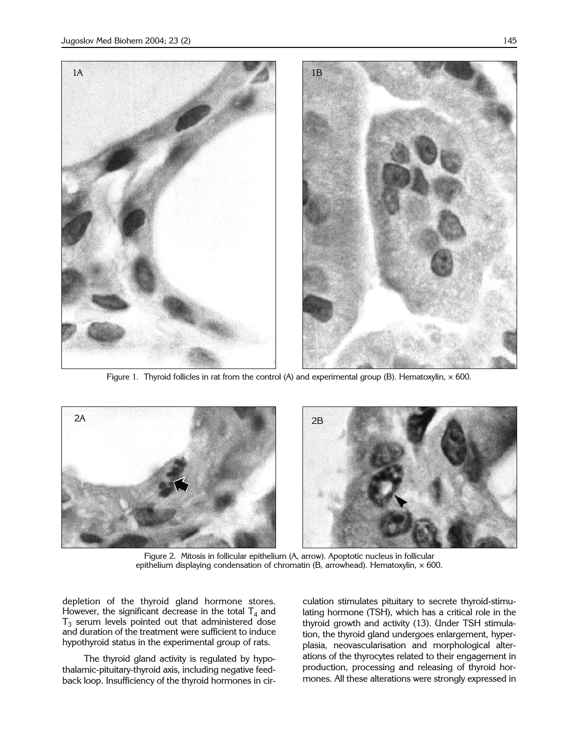Figure 1. Thyroid follicles in rat from the control (A) and experimental group (B). Hematoxylin, × 600.

Figure 2. Mitosis in follicular epithelium (A, arrow). Apoptotic nucleus in follicular epithelium displaying condensation of chromatin (B, arrowhead). Hematoxylin, × 600.

depletion of the thyroid gland hormone stores. However, the significant decrease in the total $T_4$ and $T_3$ serum levels pointed out that administered dose and duration of the treatment were sufficient to induce hypothyroid status in the experimental group of rats.

The thyroid gland activity is regulated by hypothalamic-pituitary-thyroid axis, including negative feedback loop. Insufficiency of the thyroid hormones in circulation stimulates pituitary to secrete thyroid-stimulating hormone (TSH), which has a critical role in the thyroid growth and activity (13). Under TSH stimulation, the thyroid gland undergoes enlargement, hyperplasia, neovascularisation and morphological alterations of the thyrocytes related to their engagement in production, processing and releasing of thyroid hormones. All these alterations were strongly expressed in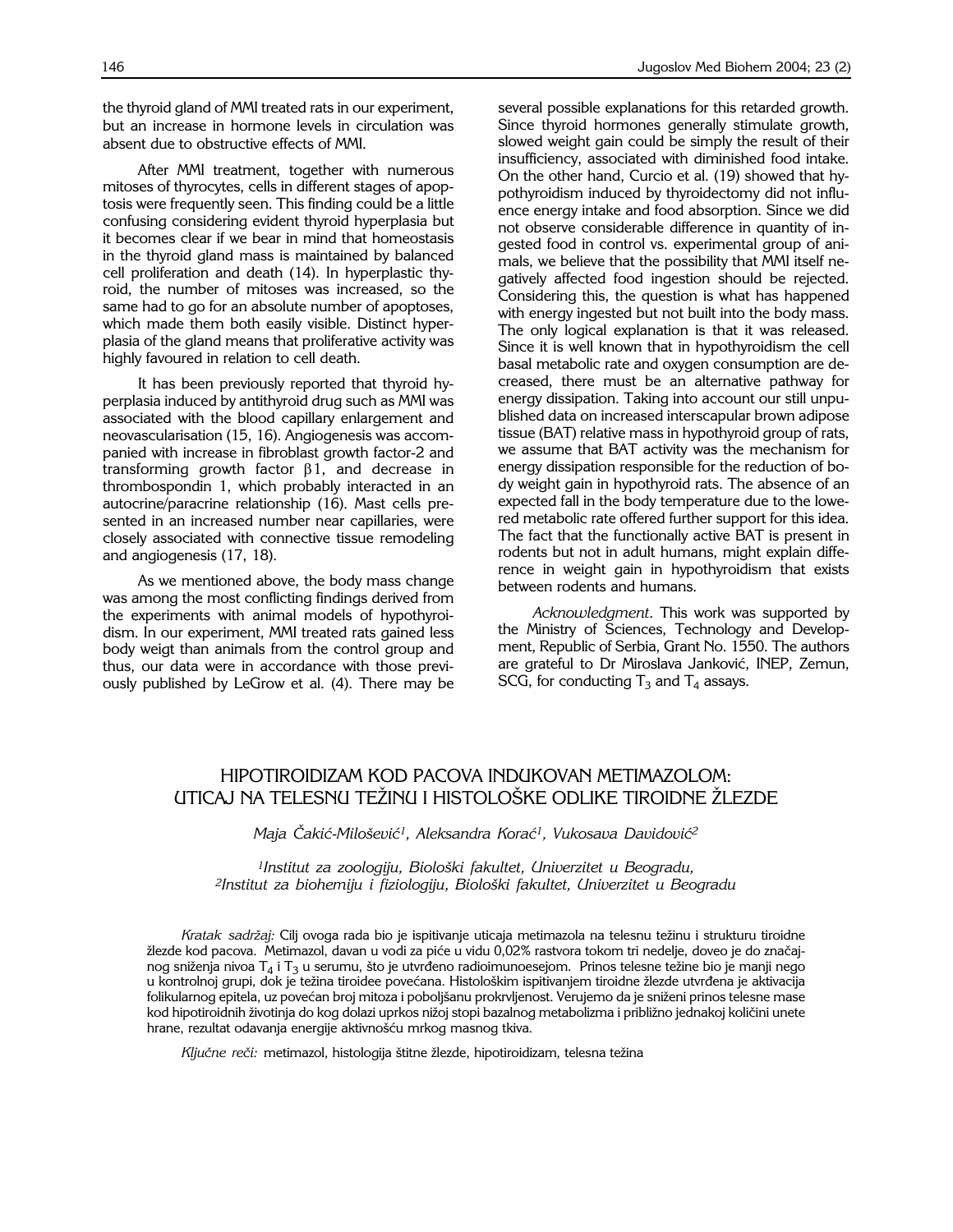the thyroid gland of MMI treated rats in our experiment, but an increase in hormone levels in circulation was absent due to obstructive effects of MMI.

After MMI treatment, together with numerous mitoses of thyrocytes, cells in different stages of apoptosis were frequently seen. This finding could be a little confusing considering evident thyroid hyperplasia but it becomes clear if we bear in mind that homeostasis in the thyroid gland mass is maintained by balanced cell proliferation and death (14). In hyperplastic thyroid, the number of mitoses was increased, so the same had to go for an absolute number of apoptoses, which made them both easily visible. Distinct hyperplasia of the gland means that proliferative activity was highly favoured in relation to cell death.

It has been previously reported that thyroid hyperplasia induced by antithyroid drug such as MMI was associated with the blood capillary enlargement and neovascularisation (15, 16). Angiogenesis was accompanied with increase in fibroblast growth factor-2 and transforming growth factor $\beta 1$, and decrease in thrombospondin 1, which probably interacted in an autocrine/paracrine relationship (16). Mast cells presented in an increased number near capillaries, were closely associated with connective tissue remodeling and angiogenesis (17, 18).

As we mentioned above, the body mass change was among the most conflicting findings derived from the experiments with animal models of hypothyroidism. In our experiment, MMI treated rats gained less body weigt than animals from the control group and thus, our data were in accordance with those previously published by LeGrow et al. (4). There may be several possible explanations for this retarded growth. Since thyroid hormones generally stimulate growth, slowed weight gain could be simply the result of their insufficiency, associated with diminished food intake. On the other hand, Curcio et al. (19) showed that hypothyroidism induced by thyroidectomy did not influence energy intake and food absorption. Since we did not observe considerable difference in quantity of ingested food in control vs. experimental group of animals, we believe that the possibility that MMI itself negatively affected food ingestion should be rejected. Considering this, the question is what has happened with energy ingested but not built into the body mass. The only logical explanation is that it was released. Since it is well known that in hypothyroidism the cell basal metabolic rate and oxygen consumption are decreased, there must be an alternative pathway for energy dissipation. Taking into account our still unpublished data on increased interscapular brown adipose tissue (BAT) relative mass in hypothyroid group of rats, we assume that BAT activity was the mechanism for energy dissipation responsible for the reduction of body weight gain in hypothyroid rats. The absence of an expected fall in the body temperature due to the lowered metabolic rate offered further support for this idea. The fact that the functionally active BAT is present in rodents but not in adult humans, might explain difference in weight gain in hypothyroidism that exists between rodents and humans.

*Acknowledgment.* This work was supported by the Ministry of Sciences, Technology and Development, Republic of Serbia, Grant No. 1550. The authors are grateful to Dr Miroslava Janković, INEP, Zemun, SCG, for conducting $T_3$ and $T_4$ assays.

# HIPOTIROIDIZAM KOD PACOVA INDUKOVAN METIMAZOLOM: UTICAJ NA TELESNU TEŽINU I HISTOLOŠKE ODLIKE TIROIDNE ŽLEZDE

*Maja Čakić-Milošević[1], Aleksandra Korać[1], Vukosava Davidović[2]*

*[1]Institut za zoologiju, Biološki fakultet, Univerzitet u Beogradu,*
*[2]Institut za biohemiju i fiziologiju, Biološki fakultet, Univerzitet u Beogradu*

*Kratak sadržaj:* Cilj ovoga rada bio je ispitivanje uticaja metimazola na telesnu težinu i strukturu tiroidne žlezde kod pacova. Metimazol, davan u vodi za piće u vidu 0,02% rastvora tokom tri nedelje, doveo je do značajnog sniženja nivoa $T_4$ i $T_3$ u serumu, što je utvrđeno radioimunoesejom. Prinos telesne težine bio je manji nego u kontrolnoj grupi, dok je težina tiroidee povećana. Histološkim ispitivanjem tiroidne žlezde utvrđena je aktivacija folikularnog epitela, uz povećan broj mitoza i poboljšanu prokrvljenost. Verujemo da je sniženi prinos telesne mase kod hipotiroidnih životinja do kog dolazi uprkos nižoj stopi bazalnog metabolizma i približno jednakoj količini unete hrane, rezultat odavanja energije aktivnošću mrkog masnog tkiva.

*Ključne reči:* metimazol, histologija štitne žlezde, hipotiroidizam, telesna težina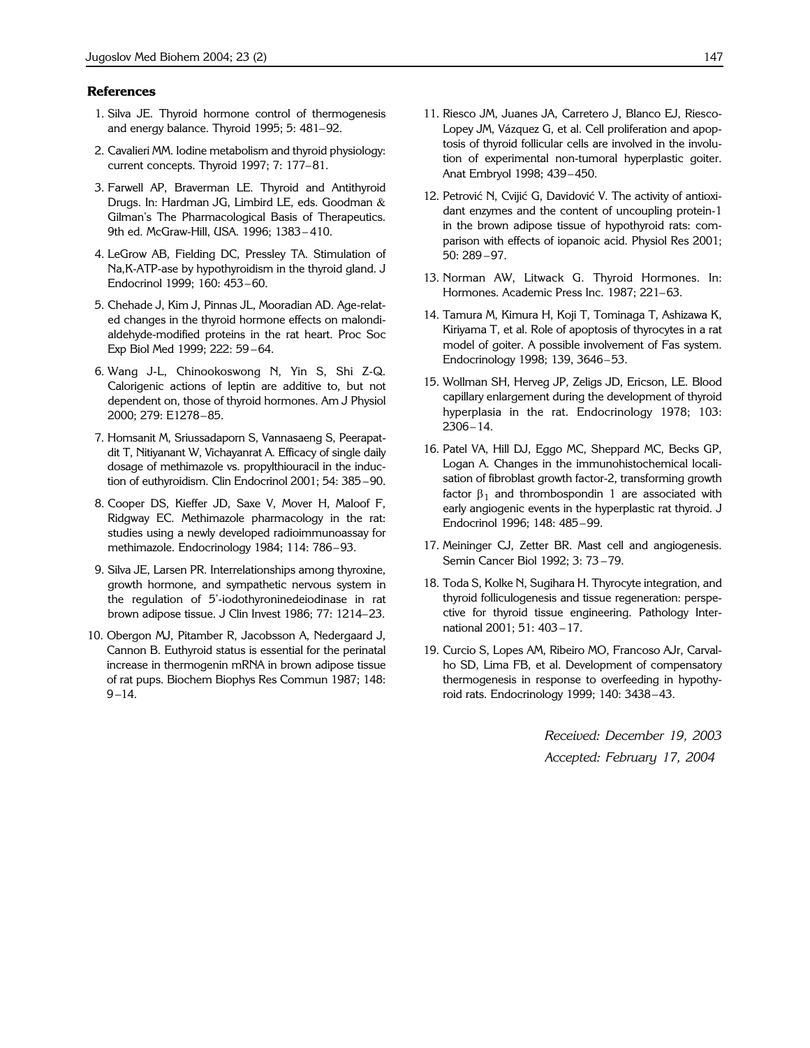## References

1. Silva JE. Thyroid hormone control of thermogenesis and energy balance. Thyroid 1995; 5: 481–92.

2. Cavalieri MM. Iodine metabolism and thyroid physiology: current concepts. Thyroid 1997; 7: 177–81.

3. Farwell AP, Braverman LE. Thyroid and Antithyroid Drugs. In: Hardman JG, Limbird LE, eds. Goodman & Gilman's The Pharmacological Basis of Therapeutics. 9th ed. McGraw-Hill, USA. 1996; 1383–410.

4. LeGrow AB, Fielding DC, Pressley TA. Stimulation of Na,K-ATP-ase by hypothyroidism in the thyroid gland. J Endocrinol 1999; 160: 453–60.

5. Chehade J, Kim J, Pinnas JL, Mooradian AD. Age-related changes in the thyroid hormone effects on malondialdehyde-modified proteins in the rat heart. Proc Soc Exp Biol Med 1999; 222: 59–64.

6. Wang J-L, Chinookoswong N, Yin S, Shi Z-Q. Calorigenic actions of leptin are additive to, but not dependent on, those of thyroid hormones. Am J Physiol 2000; 279: E1278–85.

7. Homsanit M, Sriussadaporn S, Vannasaeng S, Peerapatdit T, Nitiyanant W, Vichayanrat A. Efficacy of single daily dosage of methimazole vs. propylthiouracil in the induction of euthyroidism. Clin Endocrinol 2001; 54: 385–90.

8. Cooper DS, Kieffer JD, Saxe V, Mover H, Maloof F, Ridgway EC. Methimazole pharmacology in the rat: studies using a newly developed radioimmunoassay for methimazole. Endocrinology 1984; 114: 786–93.

9. Silva JE, Larsen PR. Interrelationships among thyroxine, growth hormone, and sympathetic nervous system in the regulation of 5'-iodothyroninedeiodinase in rat brown adipose tissue. J Clin Invest 1986; 77: 1214–23.

10. Obergon MJ, Pitamber R, Jacobsson A, Nedergaard J, Cannon B. Euthyroid status is essential for the perinatal increase in thermogenin mRNA in brown adipose tissue of rat pups. Biochem Biophys Res Commun 1987; 148: 9–14.

11. Riesco JM, Juanes JA, Carretero J, Blanco EJ, Riesco-Lopey JM, Vázquez G, et al. Cell proliferation and apoptosis of thyroid follicular cells are involved in the involution of experimental non-tumoral hyperplastic goiter. Anat Embryol 1998; 439–450.

12. Petrović N, Cvijić G, Davidović V. The activity of antioxidant enzymes and the content of uncoupling protein-1 in the brown adipose tissue of hypothyroid rats: comparison with effects of iopanoic acid. Physiol Res 2001; 50: 289–97.

13. Norman AW, Litwack G. Thyroid Hormones. In: Hormones. Academic Press Inc. 1987; 221–63.

14. Tamura M, Kimura H, Koji T, Tominaga T, Ashizawa K, Kiriyama T, et al. Role of apoptosis of thyrocytes in a rat model of goiter. A possible involvement of Fas system. Endocrinology 1998; 139, 3646–53.

15. Wollman SH, Herveg JP, Zeligs JD, Ericson, LE. Blood capillary enlargement during the development of thyroid hyperplasia in the rat. Endocrinology 1978; 103: 2306–14.

16. Patel VA, Hill DJ, Eggo MC, Sheppard MC, Becks GP, Logan A. Changes in the immunohistochemical localisation of fibroblast growth factor-2, transforming growth factor $\beta_1$ and thrombospondin 1 are associated with early angiogenic events in the hyperplastic rat thyroid. J Endocrinol 1996; 148: 485–99.

17. Meininger CJ, Zetter BR. Mast cell and angiogenesis. Semin Cancer Biol 1992; 3: 73–79.

18. Toda S, Kolke N, Sugihara H. Thyrocyte integration, and thyroid folliculogenesis and tissue regeneration: perspective for thyroid tissue engineering. Pathology International 2001; 51: 403–17.

19. Curcio S, Lopes AM, Ribeiro MO, Francoso AJr, Carvalho SD, Lima FB, et al. Development of compensatory thermogenesis in response to overfeeding in hypothyroid rats. Endocrinology 1999; 140: 3438–43.

*Received: December 19, 2003*

*Accepted: February 17, 2004*